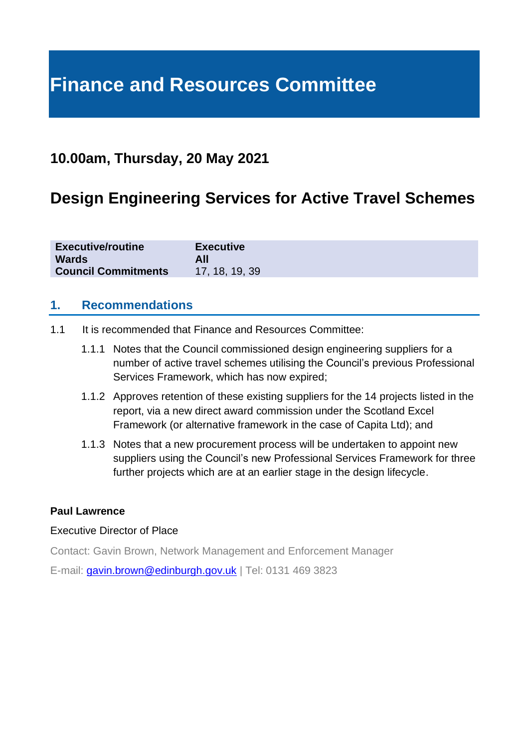# Finance and Resources Committee

## 10.00am, Thursday, 20 May 2021

## Design Engineering Services for Active Travel Schemes

| | |
|---|---|
| **Executive/routine** | **Executive** |
| **Wards** | **All** |
| **Council Commitments** | 17, 18, 19, 39 |

## 1. Recommendations

1.1 It is recommended that Finance and Resources Committee:

1.1.1 Notes that the Council commissioned design engineering suppliers for a number of active travel schemes utilising the Council's previous Professional Services Framework, which has now expired;

1.1.2 Approves retention of these existing suppliers for the 14 projects listed in the report, via a new direct award commission under the Scotland Excel Framework (or alternative framework in the case of Capita Ltd); and

1.1.3 Notes that a new procurement process will be undertaken to appoint new suppliers using the Council's new Professional Services Framework for three further projects which are at an earlier stage in the design lifecycle.

**Paul Lawrence**

Executive Director of Place

Contact: Gavin Brown, Network Management and Enforcement Manager

E-mail: gavin.brown@edinburgh.gov.uk | Tel: 0131 469 3823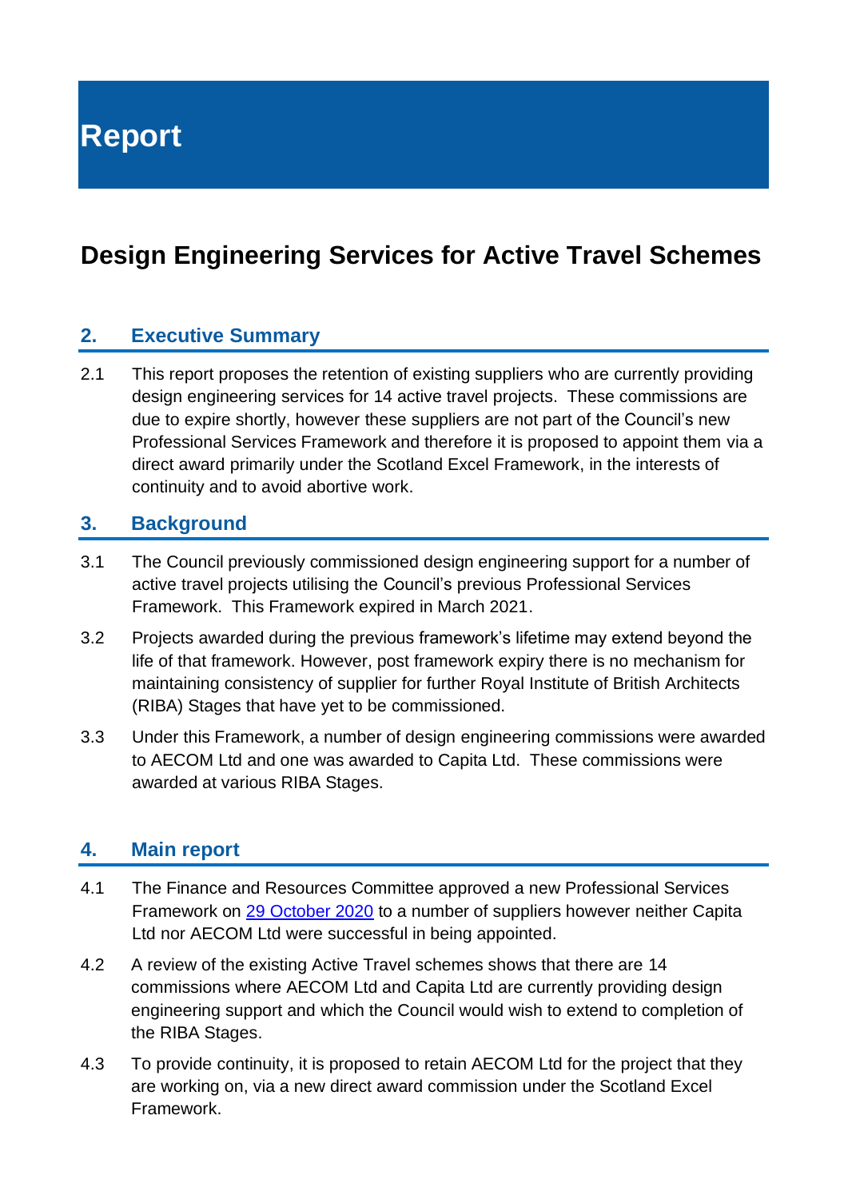# Report

# Design Engineering Services for Active Travel Schemes

## 2. Executive Summary

2.1 This report proposes the retention of existing suppliers who are currently providing design engineering services for 14 active travel projects. These commissions are due to expire shortly, however these suppliers are not part of the Council's new Professional Services Framework and therefore it is proposed to appoint them via a direct award primarily under the Scotland Excel Framework, in the interests of continuity and to avoid abortive work.

## 3. Background

3.1 The Council previously commissioned design engineering support for a number of active travel projects utilising the Council's previous Professional Services Framework. This Framework expired in March 2021.

3.2 Projects awarded during the previous framework's lifetime may extend beyond the life of that framework. However, post framework expiry there is no mechanism for maintaining consistency of supplier for further Royal Institute of British Architects (RIBA) Stages that have yet to be commissioned.

3.3 Under this Framework, a number of design engineering commissions were awarded to AECOM Ltd and one was awarded to Capita Ltd. These commissions were awarded at various RIBA Stages.

## 4. Main report

4.1 The Finance and Resources Committee approved a new Professional Services Framework on 29 October 2020 to a number of suppliers however neither Capita Ltd nor AECOM Ltd were successful in being appointed.

4.2 A review of the existing Active Travel schemes shows that there are 14 commissions where AECOM Ltd and Capita Ltd are currently providing design engineering support and which the Council would wish to extend to completion of the RIBA Stages.

4.3 To provide continuity, it is proposed to retain AECOM Ltd for the project that they are working on, via a new direct award commission under the Scotland Excel Framework.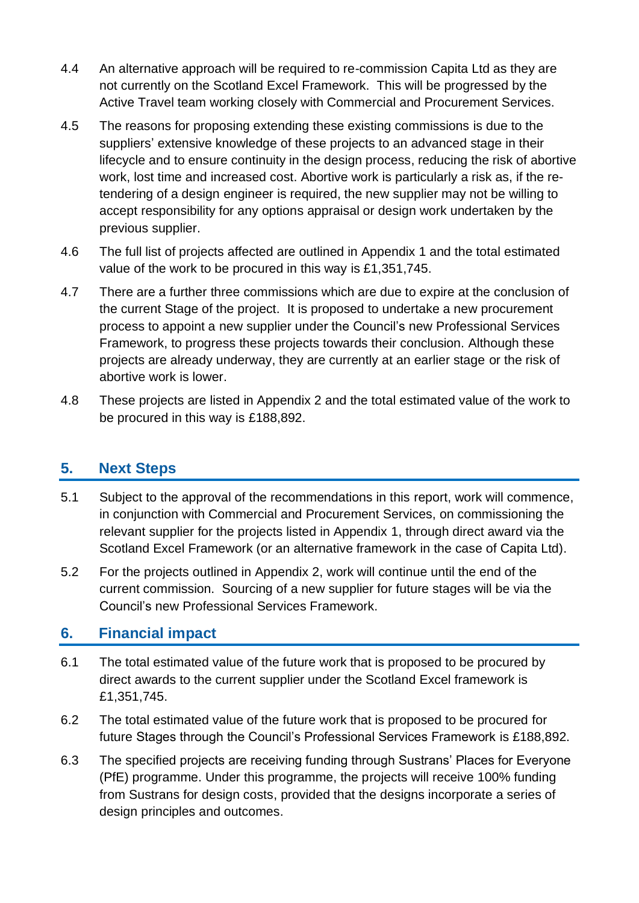4.4 An alternative approach will be required to re-commission Capita Ltd as they are not currently on the Scotland Excel Framework. This will be progressed by the Active Travel team working closely with Commercial and Procurement Services.

4.5 The reasons for proposing extending these existing commissions is due to the suppliers' extensive knowledge of these projects to an advanced stage in their lifecycle and to ensure continuity in the design process, reducing the risk of abortive work, lost time and increased cost. Abortive work is particularly a risk as, if the re-tendering of a design engineer is required, the new supplier may not be willing to accept responsibility for any options appraisal or design work undertaken by the previous supplier.

4.6 The full list of projects affected are outlined in Appendix 1 and the total estimated value of the work to be procured in this way is £1,351,745.

4.7 There are a further three commissions which are due to expire at the conclusion of the current Stage of the project. It is proposed to undertake a new procurement process to appoint a new supplier under the Council's new Professional Services Framework, to progress these projects towards their conclusion. Although these projects are already underway, they are currently at an earlier stage or the risk of abortive work is lower.

4.8 These projects are listed in Appendix 2 and the total estimated value of the work to be procured in this way is £188,892.

## 5. Next Steps

5.1 Subject to the approval of the recommendations in this report, work will commence, in conjunction with Commercial and Procurement Services, on commissioning the relevant supplier for the projects listed in Appendix 1, through direct award via the Scotland Excel Framework (or an alternative framework in the case of Capita Ltd).

5.2 For the projects outlined in Appendix 2, work will continue until the end of the current commission. Sourcing of a new supplier for future stages will be via the Council's new Professional Services Framework.

## 6. Financial impact

6.1 The total estimated value of the future work that is proposed to be procured by direct awards to the current supplier under the Scotland Excel framework is £1,351,745.

6.2 The total estimated value of the future work that is proposed to be procured for future Stages through the Council's Professional Services Framework is £188,892.

6.3 The specified projects are receiving funding through Sustrans' Places for Everyone (PfE) programme. Under this programme, the projects will receive 100% funding from Sustrans for design costs, provided that the designs incorporate a series of design principles and outcomes.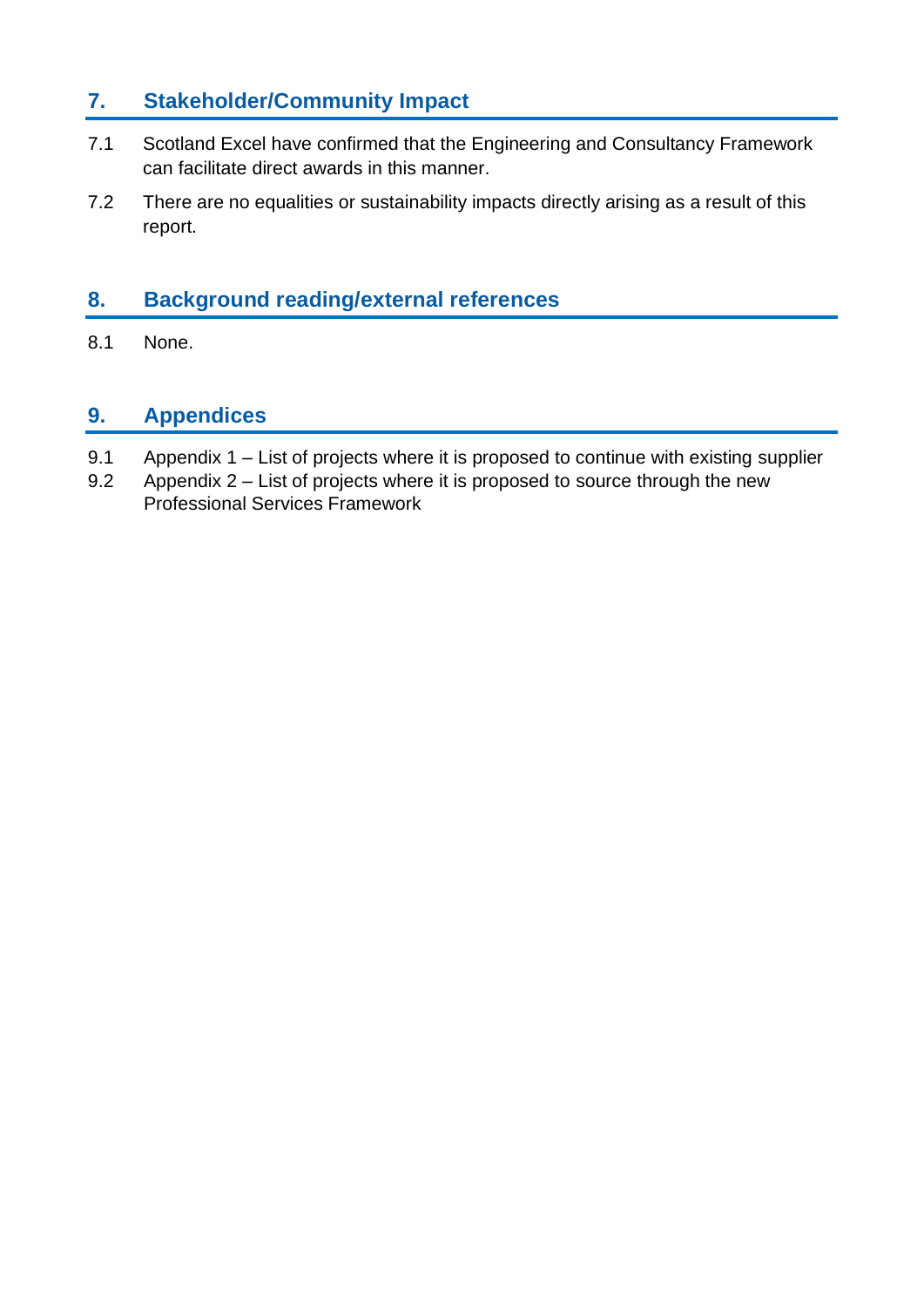## 7. Stakeholder/Community Impact

7.1 Scotland Excel have confirmed that the Engineering and Consultancy Framework can facilitate direct awards in this manner.

7.2 There are no equalities or sustainability impacts directly arising as a result of this report.

## 8. Background reading/external references

8.1 None.

## 9. Appendices

9.1 Appendix 1 – List of projects where it is proposed to continue with existing supplier

9.2 Appendix 2 – List of projects where it is proposed to source through the new Professional Services Framework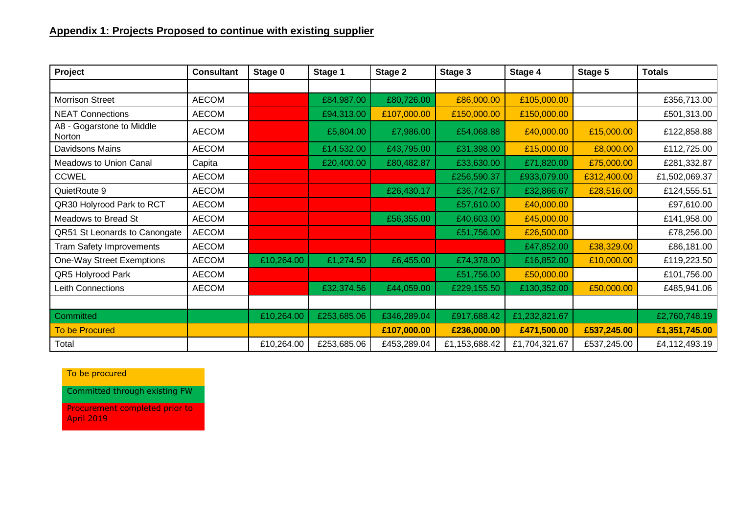## Appendix 1: Projects Proposed to continue with existing supplier

| Project | Consultant | Stage 0 | Stage 1 | Stage 2 | Stage 3 | Stage 4 | Stage 5 | Totals |
|---|---|---|---|---|---|---|---|---|
| | | | | | | | | |
| Morrison Street | AECOM | | £84,987.00 | £80,726.00 | £86,000.00 | £105,000.00 | | £356,713.00 |
| NEAT Connections | AECOM | | £94,313.00 | £107,000.00 | £150,000.00 | £150,000.00 | | £501,313.00 |
| A8 - Gogarstone to Middle Norton | AECOM | | £5,804.00 | £7,986.00 | £54,068.88 | £40,000.00 | £15,000.00 | £122,858.88 |
| Davidsons Mains | AECOM | | £14,532.00 | £43,795.00 | £31,398.00 | £15,000.00 | £8,000.00 | £112,725.00 |
| Meadows to Union Canal | Capita | | £20,400.00 | £80,482.87 | £33,630.00 | £71,820.00 | £75,000.00 | £281,332.87 |
| CCWEL | AECOM | | | | £256,590.37 | £933,079.00 | £312,400.00 | £1,502,069.37 |
| QuietRoute 9 | AECOM | | | £26,430.17 | £36,742.67 | £32,866.67 | £28,516.00 | £124,555.51 |
| QR30 Holyrood Park to RCT | AECOM | | | | £57,610.00 | £40,000.00 | | £97,610.00 |
| Meadows to Bread St | AECOM | | | £56,355.00 | £40,603.00 | £45,000.00 | | £141,958.00 |
| QR51 St Leonards to Canongate | AECOM | | | | £51,756.00 | £26,500.00 | | £78,256.00 |
| Tram Safety Improvements | AECOM | | | | | £47,852.00 | £38,329.00 | £86,181.00 |
| One-Way Street Exemptions | AECOM | £10,264.00 | £1,274.50 | £6,455.00 | £74,378.00 | £16,852.00 | £10,000.00 | £119,223.50 |
| QR5 Holyrood Park | AECOM | | | | £51,756.00 | £50,000.00 | | £101,756.00 |
| Leith Connections | AECOM | | £32,374.56 | £44,059.00 | £229,155.50 | £130,352.00 | £50,000.00 | £485,941.06 |
| | | | | | | | | |
| Committed | | £10,264.00 | £253,685.06 | £346,289.04 | £917,688.42 | £1,232,821.67 | | £2,760,748.19 |
| To be Procured | | | | **£107,000.00** | **£236,000.00** | **£471,500.00** | **£537,245.00** | **£1,351,745.00** |
| Total | | £10,264.00 | £253,685.06 | £453,289.04 | £1,153,688.42 | £1,704,321.67 | £537,245.00 | £4,112,493.19 |

To be procured

Committed through existing FW

Procurement completed prior to April 2019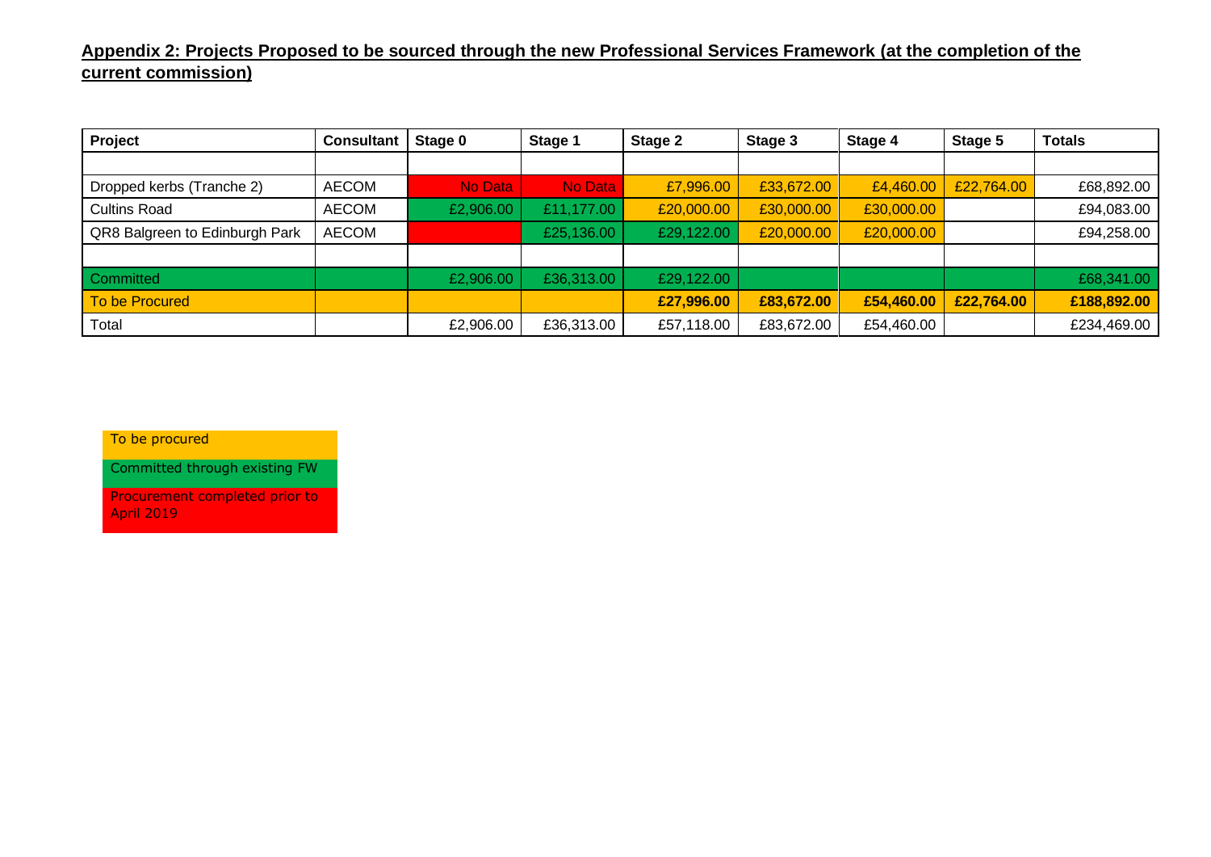## Appendix 2: Projects Proposed to be sourced through the new Professional Services Framework (at the completion of the current commission)

| Project | Consultant | Stage 0 | Stage 1 | Stage 2 | Stage 3 | Stage 4 | Stage 5 | Totals |
|---|---|---|---|---|---|---|---|---|
| | | | | | | | | |
| Dropped kerbs (Tranche 2) | AECOM | No Data | No Data | £7,996.00 | £33,672.00 | £4,460.00 | £22,764.00 | £68,892.00 |
| Cultins Road | AECOM | £2,906.00 | £11,177.00 | £20,000.00 | £30,000.00 | £30,000.00 | | £94,083.00 |
| QR8 Balgreen to Edinburgh Park | AECOM | | £25,136.00 | £29,122.00 | £20,000.00 | £20,000.00 | | £94,258.00 |
| | | | | | | | | |
| Committed | | £2,906.00 | £36,313.00 | £29,122.00 | | | | £68,341.00 |
| To be Procured | | | | **£27,996.00** | **£83,672.00** | **£54,460.00** | **£22,764.00** | **£188,892.00** |
| Total | | £2,906.00 | £36,313.00 | £57,118.00 | £83,672.00 | £54,460.00 | | £234,469.00 |

To be procured

Committed through existing FW

Procurement completed prior to April 2019